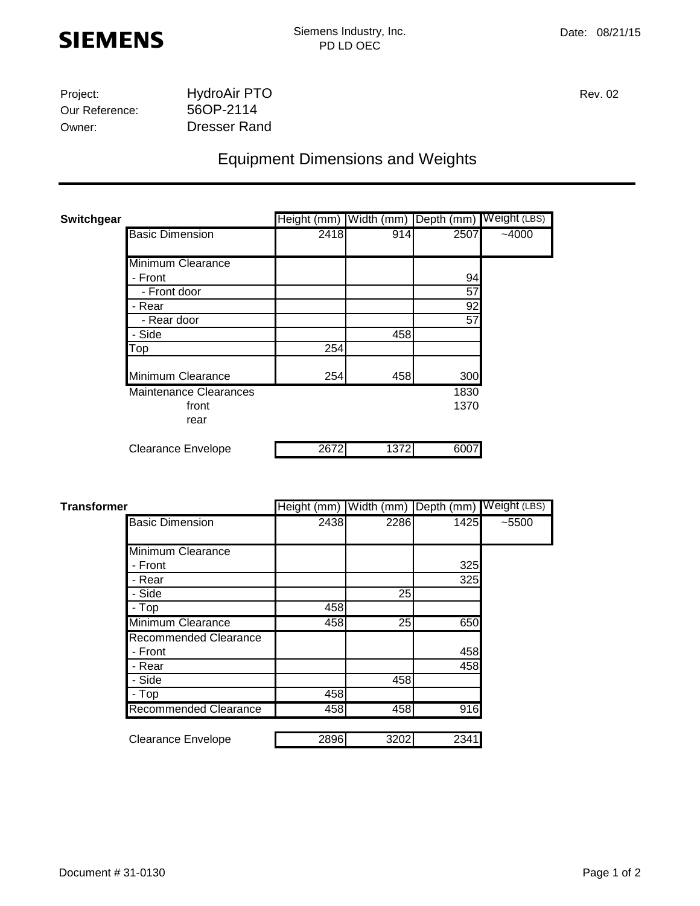**SIEMENS**

Siemens Industry, Inc.
PD LD OEC

Date: 08/21/15

Project: HydroAir PTO
Our Reference: 56OP-2114
Owner: Dresser Rand

Rev. 02

# Equipment Dimensions and Weights

## Switchgear

| | Height (mm) | Width (mm) | Depth (mm) | Weight (LBS) |
|---|---|---|---|---|
| Basic Dimension | 2418 | 914 | 2507 | ~4000 |
| Minimum Clearance | | | | |
| - Front | | | 94 | |
| - Front door | | | 57 | |
| - Rear | | | 92 | |
| - Rear door | | | 57 | |
| - Side | | 458 | | |
| Top | 254 | | | |
| Minimum Clearance | 254 | 458 | 300 | |
| Maintenance Clearances | | | 1830 | |
| front | | | 1370 | |
| rear | | | | |
| Clearance Envelope | 2672 | 1372 | 6007 | |

## Transformer

| | Height (mm) | Width (mm) | Depth (mm) | Weight (LBS) |
|---|---|---|---|---|
| Basic Dimension | 2438 | 2286 | 1425 | ~5500 |
| Minimum Clearance | | | | |
| - Front | | | 325 | |
| - Rear | | | 325 | |
| - Side | | 25 | | |
| - Top | 458 | | | |
| Minimum Clearance | 458 | 25 | 650 | |
| Recommended Clearance | | | | |
| - Front | | | 458 | |
| - Rear | | | 458 | |
| - Side | | 458 | | |
| - Top | 458 | | | |
| Recommended Clearance | 458 | 458 | 916 | |
| Clearance Envelope | 2896 | 3202 | 2341 | |

Document # 31-0130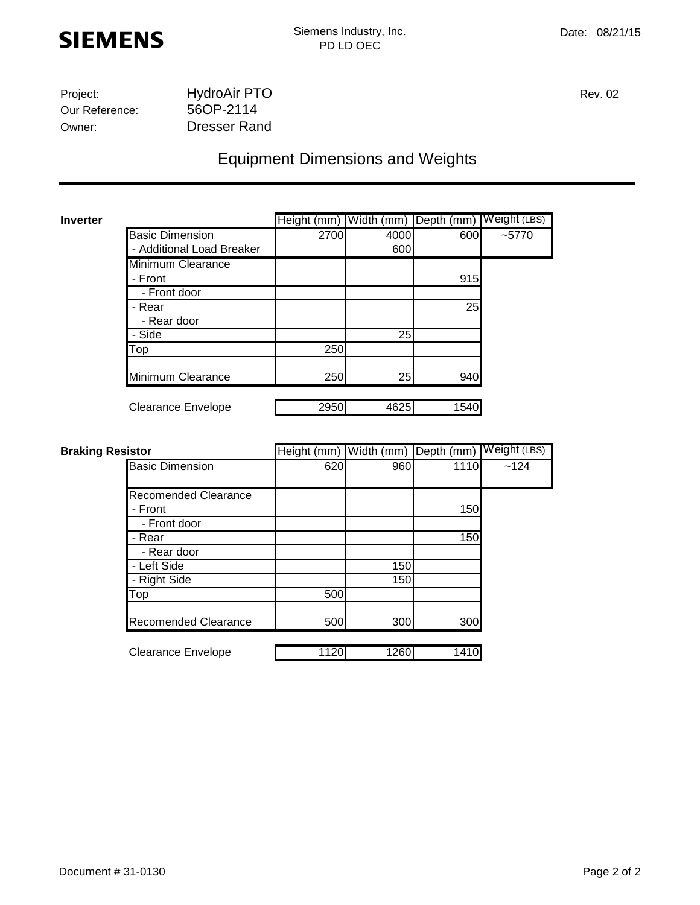**SIEMENS**

Siemens Industry, Inc.
PD LD OEC

Date: 08/21/15

Project: HydroAir PTO
Our Reference: 56OP-2114
Owner: Dresser Rand

Rev. 02

# Equipment Dimensions and Weights

**Inverter**

| | Height (mm) | Width (mm) | Depth (mm) | Weight (LBS) |
|---|---|---|---|---|
| Basic Dimension | 2700 | 4000 | 600 | ~5770 |
| - Additional Load Breaker | | 600 | | |
| Minimum Clearance | | | | |
| - Front | | | 915 | |
| - Front door | | | | |
| - Rear | | | 25 | |
| - Rear door | | | | |
| - Side | | 25 | | |
| Top | 250 | | | |
| Minimum Clearance | 250 | 25 | 940 | |
| Clearance Envelope | 2950 | 4625 | 1540 | |

**Braking Resistor**

| | Height (mm) | Width (mm) | Depth (mm) | Weight (LBS) |
|---|---|---|---|---|
| Basic Dimension | 620 | 960 | 1110 | ~124 |
| Recomended Clearance | | | | |
| - Front | | | 150 | |
| - Front door | | | | |
| - Rear | | | 150 | |
| - Rear door | | | | |
| - Left Side | | 150 | | |
| - Right Side | | 150 | | |
| Top | 500 | | | |
| Recomended Clearance | 500 | 300 | 300 | |
| Clearance Envelope | 1120 | 1260 | 1410 | |

Document # 31-0130